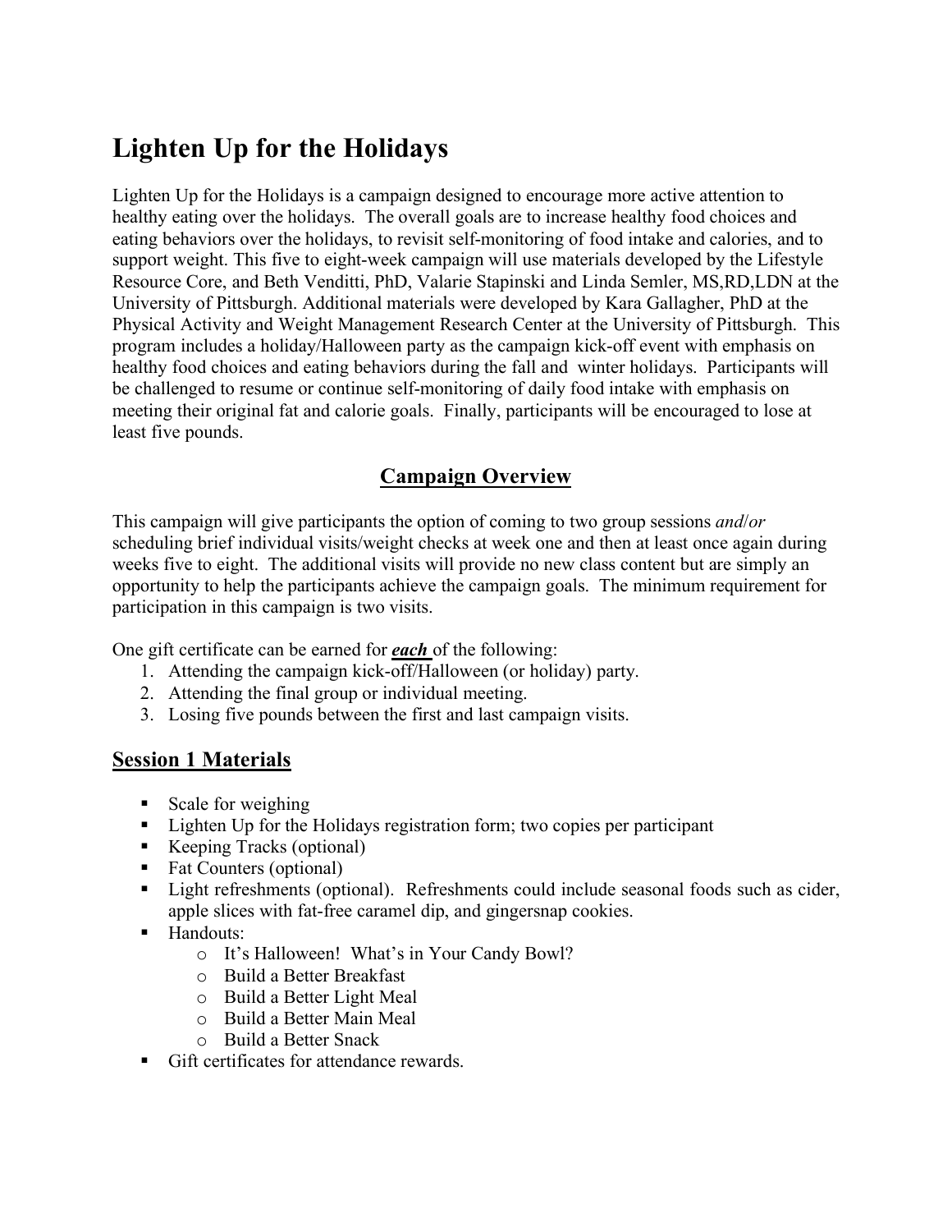# Lighten Up for the Holidays

Lighten Up for the Holidays is a campaign designed to encourage more active attention to healthy eating over the holidays. The overall goals are to increase healthy food choices and eating behaviors over the holidays, to revisit self-monitoring of food intake and calories, and to support weight. This five to eight-week campaign will use materials developed by the Lifestyle Resource Core, and Beth Venditti, PhD, Valarie Stapinski and Linda Semler, MS,RD,LDN at the University of Pittsburgh. Additional materials were developed by Kara Gallagher, PhD at the Physical Activity and Weight Management Research Center at the University of Pittsburgh. This program includes a holiday/Halloween party as the campaign kick-off event with emphasis on healthy food choices and eating behaviors during the fall and winter holidays. Participants will be challenged to resume or continue self-monitoring of daily food intake with emphasis on meeting their original fat and calorie goals. Finally, participants will be encouraged to lose at least five pounds.

## Campaign Overview

This campaign will give participants the option of coming to two group sessions *and*/*or* scheduling brief individual visits/weight checks at week one and then at least once again during weeks five to eight. The additional visits will provide no new class content but are simply an opportunity to help the participants achieve the campaign goals. The minimum requirement for participation in this campaign is two visits.

One gift certificate can be earned for ***each*** of the following:

1. Attending the campaign kick-off/Halloween (or holiday) party.
2. Attending the final group or individual meeting.
3. Losing five pounds between the first and last campaign visits.

## Session 1 Materials

- Scale for weighing
- Lighten Up for the Holidays registration form; two copies per participant
- Keeping Tracks (optional)
- Fat Counters (optional)
- Light refreshments (optional). Refreshments could include seasonal foods such as cider, apple slices with fat-free caramel dip, and gingersnap cookies.
- Handouts:
    - It's Halloween! What's in Your Candy Bowl?
    - Build a Better Breakfast
    - Build a Better Light Meal
    - Build a Better Main Meal
    - Build a Better Snack
- Gift certificates for attendance rewards.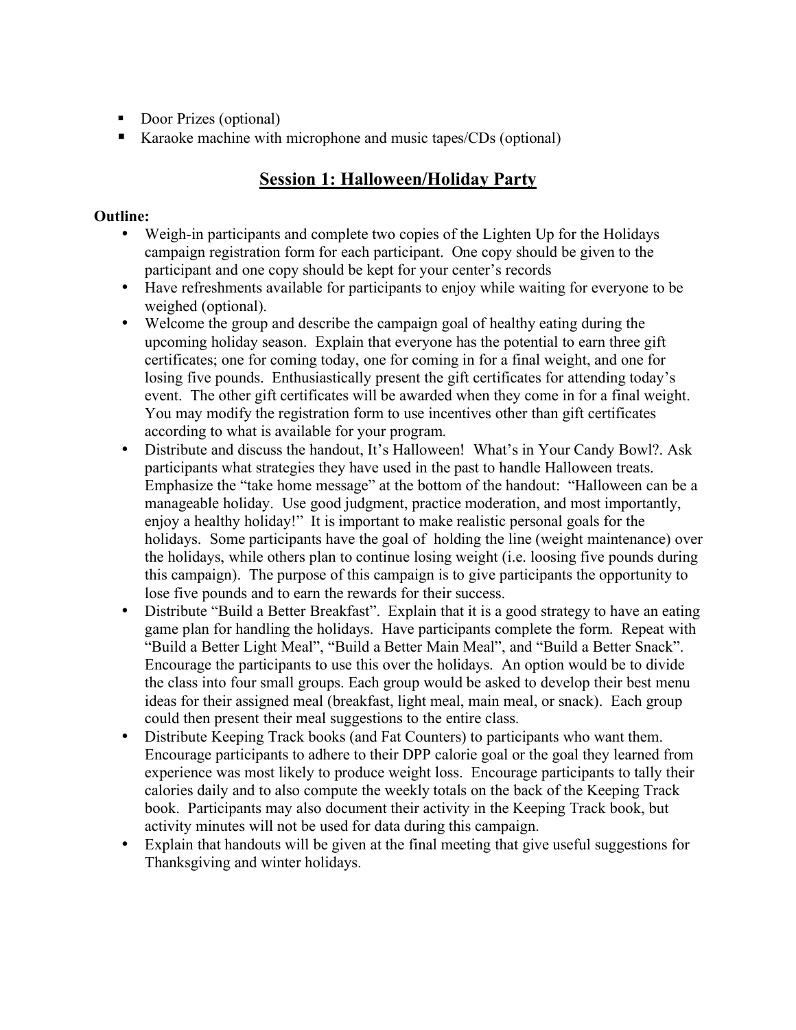- Door Prizes (optional)
- Karaoke machine with microphone and music tapes/CDs (optional)

## Session 1: Halloween/Holiday Party

**Outline:**

- Weigh-in participants and complete two copies of the Lighten Up for the Holidays campaign registration form for each participant. One copy should be given to the participant and one copy should be kept for your center's records
- Have refreshments available for participants to enjoy while waiting for everyone to be weighed (optional).
- Welcome the group and describe the campaign goal of healthy eating during the upcoming holiday season. Explain that everyone has the potential to earn three gift certificates; one for coming today, one for coming in for a final weight, and one for losing five pounds. Enthusiastically present the gift certificates for attending today's event. The other gift certificates will be awarded when they come in for a final weight. You may modify the registration form to use incentives other than gift certificates according to what is available for your program.
- Distribute and discuss the handout, It's Halloween! What's in Your Candy Bowl?. Ask participants what strategies they have used in the past to handle Halloween treats. Emphasize the "take home message" at the bottom of the handout: "Halloween can be a manageable holiday. Use good judgment, practice moderation, and most importantly, enjoy a healthy holiday!" It is important to make realistic personal goals for the holidays. Some participants have the goal of holding the line (weight maintenance) over the holidays, while others plan to continue losing weight (i.e. loosing five pounds during this campaign). The purpose of this campaign is to give participants the opportunity to lose five pounds and to earn the rewards for their success.
- Distribute "Build a Better Breakfast". Explain that it is a good strategy to have an eating game plan for handling the holidays. Have participants complete the form. Repeat with "Build a Better Light Meal", "Build a Better Main Meal", and "Build a Better Snack". Encourage the participants to use this over the holidays. An option would be to divide the class into four small groups. Each group would be asked to develop their best menu ideas for their assigned meal (breakfast, light meal, main meal, or snack). Each group could then present their meal suggestions to the entire class.
- Distribute Keeping Track books (and Fat Counters) to participants who want them. Encourage participants to adhere to their DPP calorie goal or the goal they learned from experience was most likely to produce weight loss. Encourage participants to tally their calories daily and to also compute the weekly totals on the back of the Keeping Track book. Participants may also document their activity in the Keeping Track book, but activity minutes will not be used for data during this campaign.
- Explain that handouts will be given at the final meeting that give useful suggestions for Thanksgiving and winter holidays.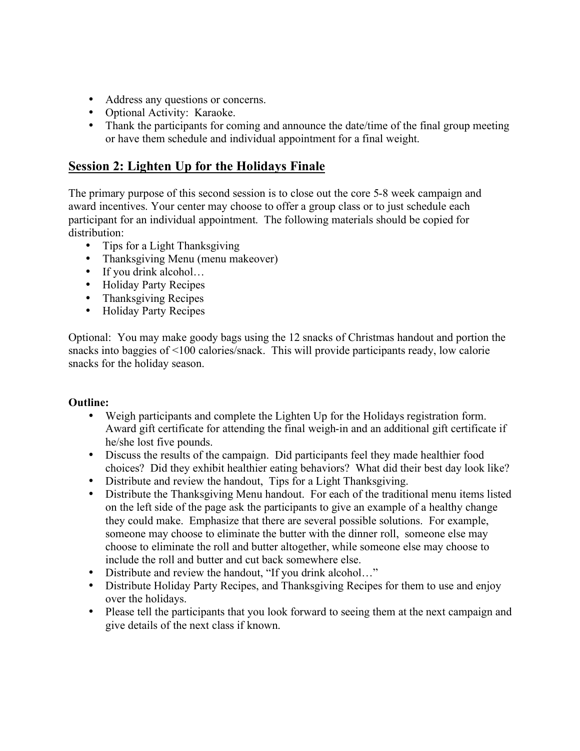- Address any questions or concerns.
- Optional Activity: Karaoke.
- Thank the participants for coming and announce the date/time of the final group meeting or have them schedule and individual appointment for a final weight.

## Session 2: Lighten Up for the Holidays Finale

The primary purpose of this second session is to close out the core 5-8 week campaign and award incentives. Your center may choose to offer a group class or to just schedule each participant for an individual appointment. The following materials should be copied for distribution:

- Tips for a Light Thanksgiving
- Thanksgiving Menu (menu makeover)
- If you drink alcohol…
- Holiday Party Recipes
- Thanksgiving Recipes
- Holiday Party Recipes

Optional: You may make goody bags using the 12 snacks of Christmas handout and portion the snacks into baggies of <100 calories/snack. This will provide participants ready, low calorie snacks for the holiday season.

**Outline:**

- Weigh participants and complete the Lighten Up for the Holidays registration form. Award gift certificate for attending the final weigh-in and an additional gift certificate if he/she lost five pounds.
- Discuss the results of the campaign. Did participants feel they made healthier food choices? Did they exhibit healthier eating behaviors? What did their best day look like?
- Distribute and review the handout, Tips for a Light Thanksgiving.
- Distribute the Thanksgiving Menu handout. For each of the traditional menu items listed on the left side of the page ask the participants to give an example of a healthy change they could make. Emphasize that there are several possible solutions. For example, someone may choose to eliminate the butter with the dinner roll, someone else may choose to eliminate the roll and butter altogether, while someone else may choose to include the roll and butter and cut back somewhere else.
- Distribute and review the handout, "If you drink alcohol…"
- Distribute Holiday Party Recipes, and Thanksgiving Recipes for them to use and enjoy over the holidays.
- Please tell the participants that you look forward to seeing them at the next campaign and give details of the next class if known.